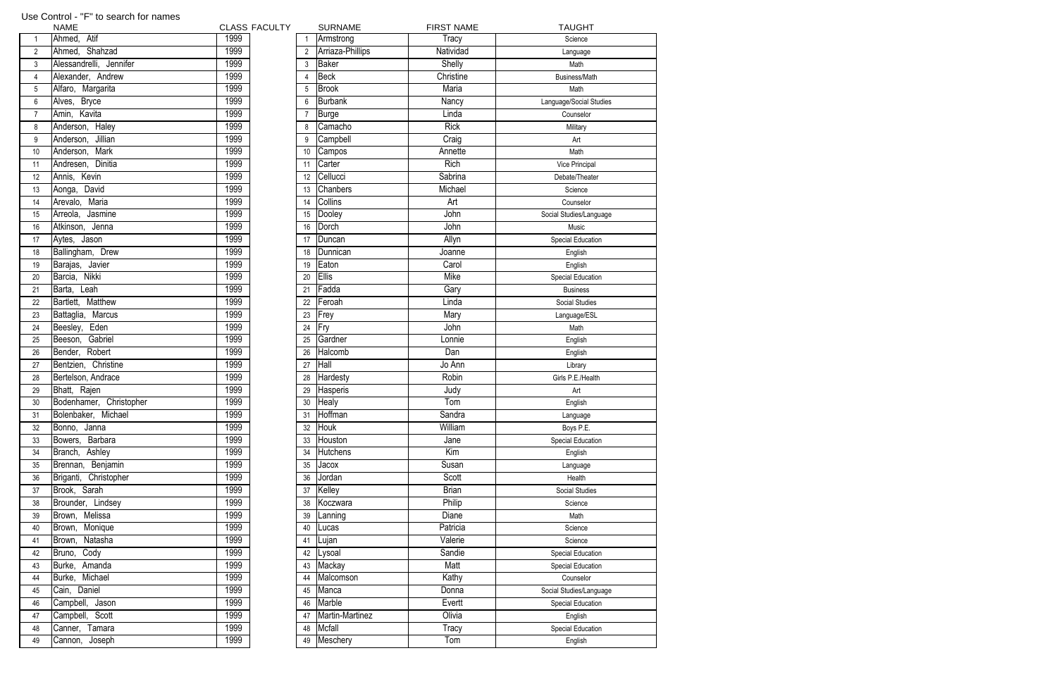Use Control - "F" to search for names

| | NAME | CLASS |
|---|---|---|
| 1 | Ahmed, Atif | 1999 |
| 2 | Ahmed, Shahzad | 1999 |
| 3 | Alessandrelli, Jennifer | 1999 |
| 4 | Alexander, Andrew | 1999 |
| 5 | Alfaro, Margarita | 1999 |
| 6 | Alves, Bryce | 1999 |
| 7 | Amin, Kavita | 1999 |
| 8 | Anderson, Haley | 1999 |
| 9 | Anderson, Jillian | 1999 |
| 10 | Anderson, Mark | 1999 |
| 11 | Andresen, Dinitia | 1999 |
| 12 | Annis, Kevin | 1999 |
| 13 | Aonga, David | 1999 |
| 14 | Arevalo, Maria | 1999 |
| 15 | Arreola, Jasmine | 1999 |
| 16 | Atkinson, Jenna | 1999 |
| 17 | Aytes, Jason | 1999 |
| 18 | Ballingham, Drew | 1999 |
| 19 | Barajas, Javier | 1999 |
| 20 | Barcia, Nikki | 1999 |
| 21 | Barta, Leah | 1999 |
| 22 | Bartlett, Matthew | 1999 |
| 23 | Battaglia, Marcus | 1999 |
| 24 | Beesley, Eden | 1999 |
| 25 | Beeson, Gabriel | 1999 |
| 26 | Bender, Robert | 1999 |
| 27 | Bentzien, Christine | 1999 |
| 28 | Bertelson, Andrace | 1999 |
| 29 | Bhatt, Rajen | 1999 |
| 30 | Bodenhamer, Christopher | 1999 |
| 31 | Bolenbaker, Michael | 1999 |
| 32 | Bonno, Janna | 1999 |
| 33 | Bowers, Barbara | 1999 |
| 34 | Branch, Ashley | 1999 |
| 35 | Brennan, Benjamin | 1999 |
| 36 | Briganti, Christopher | 1999 |
| 37 | Brook, Sarah | 1999 |
| 38 | Brounder, Lindsey | 1999 |
| 39 | Brown, Melissa | 1999 |
| 40 | Brown, Monique | 1999 |
| 41 | Brown, Natasha | 1999 |
| 42 | Bruno, Cody | 1999 |
| 43 | Burke, Amanda | 1999 |
| 44 | Burke, Michael | 1999 |
| 45 | Cain, Daniel | 1999 |
| 46 | Campbell, Jason | 1999 |
| 47 | Campbell, Scott | 1999 |
| 48 | Canner, Tamara | 1999 |
| 49 | Cannon, Joseph | 1999 |

FACULTY

| | SURNAME | FIRST NAME | TAUGHT |
|---|---|---|---|
| 1 | Armstrong | Tracy | Science |
| 2 | Arriaza-Phillips | Natividad | Language |
| 3 | Baker | Shelly | Math |
| 4 | Beck | Christine | Business/Math |
| 5 | Brook | Maria | Math |
| 6 | Burbank | Nancy | Language/Social Studies |
| 7 | Burge | Linda | Counselor |
| 8 | Camacho | Rick | Military |
| 9 | Campbell | Craig | Art |
| 10 | Campos | Annette | Math |
| 11 | Carter | Rich | Vice Principal |
| 12 | Cellucci | Sabrina | Debate/Theater |
| 13 | Chanbers | Michael | Science |
| 14 | Collins | Art | Counselor |
| 15 | Dooley | John | Social Studies/Language |
| 16 | Dorch | John | Music |
| 17 | Duncan | Allyn | Special Education |
| 18 | Dunnican | Joanne | English |
| 19 | Eaton | Carol | English |
| 20 | Ellis | Mike | Special Education |
| 21 | Fadda | Gary | Business |
| 22 | Feroah | Linda | Social Studies |
| 23 | Frey | Mary | Language/ESL |
| 24 | Fry | John | Math |
| 25 | Gardner | Lonnie | English |
| 26 | Halcomb | Dan | English |
| 27 | Hall | Jo Ann | Library |
| 28 | Hardesty | Robin | Girls P.E./Health |
| 29 | Hasperis | Judy | Art |
| 30 | Healy | Tom | English |
| 31 | Hoffman | Sandra | Language |
| 32 | Houk | William | Boys P.E. |
| 33 | Houston | Jane | Special Education |
| 34 | Hutchens | Kim | English |
| 35 | Jacox | Susan | Language |
| 36 | Jordan | Scott | Health |
| 37 | Kelley | Brian | Social Studies |
| 38 | Koczwara | Philip | Science |
| 39 | Lanning | Diane | Math |
| 40 | Lucas | Patricia | Science |
| 41 | Lujan | Valerie | Science |
| 42 | Lysoal | Sandie | Special Education |
| 43 | Mackay | Matt | Special Education |
| 44 | Malcomson | Kathy | Counselor |
| 45 | Manca | Donna | Social Studies/Language |
| 46 | Marble | Evertt | Special Education |
| 47 | Martin-Martinez | Olivia | English |
| 48 | Mcfall | Tracy | Special Education |
| 49 | Meschery | Tom | English |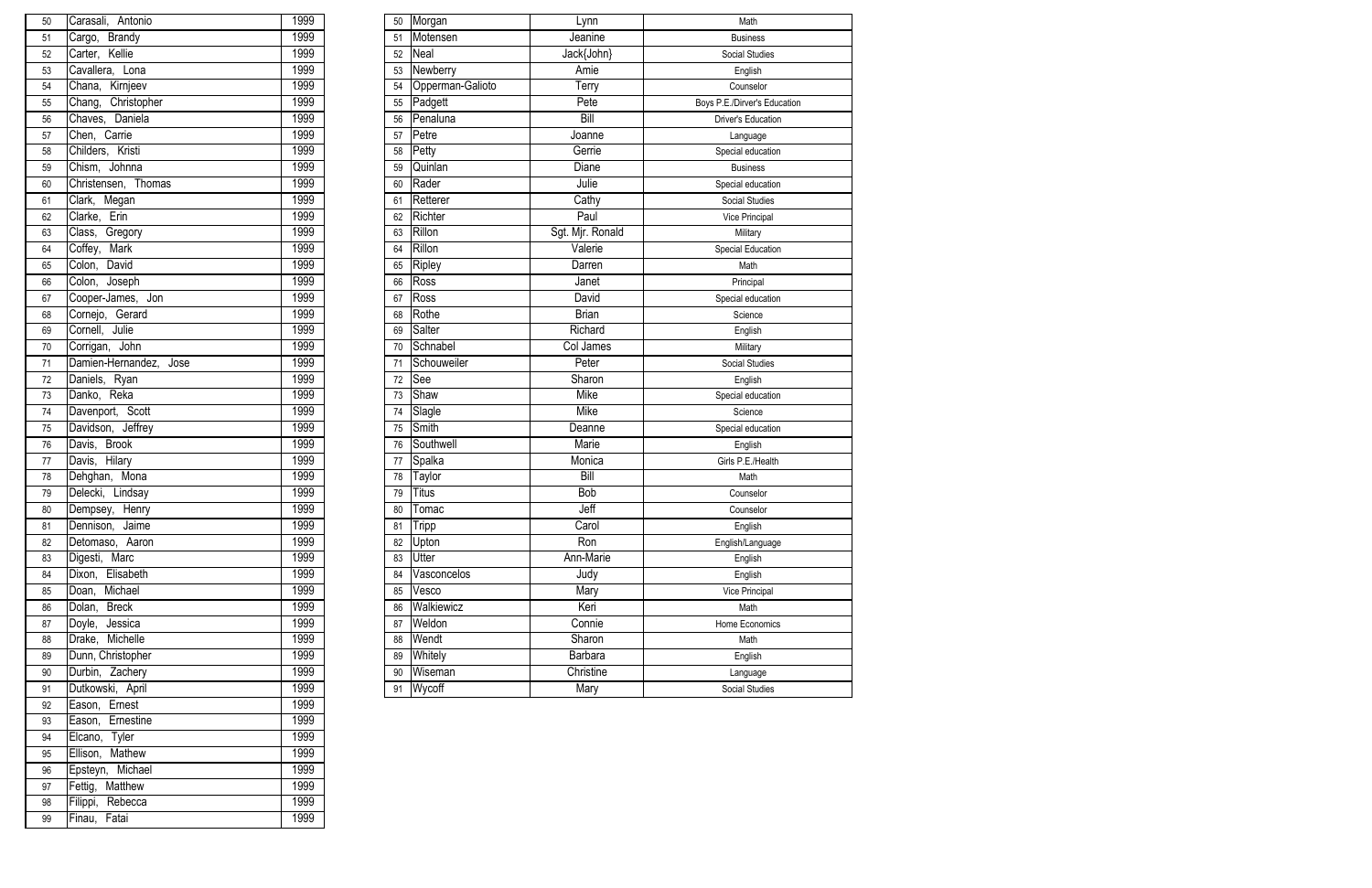| | | |
|---|---|---|
| 50 | Carasali, Antonio | 1999 |
| 51 | Cargo, Brandy | 1999 |
| 52 | Carter, Kellie | 1999 |
| 53 | Cavallera, Lona | 1999 |
| 54 | Chana, Kirnjeev | 1999 |
| 55 | Chang, Christopher | 1999 |
| 56 | Chaves, Daniela | 1999 |
| 57 | Chen, Carrie | 1999 |
| 58 | Childers, Kristi | 1999 |
| 59 | Chism, Johnna | 1999 |
| 60 | Christensen, Thomas | 1999 |
| 61 | Clark, Megan | 1999 |
| 62 | Clarke, Erin | 1999 |
| 63 | Class, Gregory | 1999 |
| 64 | Coffey, Mark | 1999 |
| 65 | Colon, David | 1999 |
| 66 | Colon, Joseph | 1999 |
| 67 | Cooper-James, Jon | 1999 |
| 68 | Cornejo, Gerard | 1999 |
| 69 | Cornell, Julie | 1999 |
| 70 | Corrigan, John | 1999 |
| 71 | Damien-Hernandez, Jose | 1999 |
| 72 | Daniels, Ryan | 1999 |
| 73 | Danko, Reka | 1999 |
| 74 | Davenport, Scott | 1999 |
| 75 | Davidson, Jeffrey | 1999 |
| 76 | Davis, Brook | 1999 |
| 77 | Davis, Hilary | 1999 |
| 78 | Dehghan, Mona | 1999 |
| 79 | Delecki, Lindsay | 1999 |
| 80 | Dempsey, Henry | 1999 |
| 81 | Dennison, Jaime | 1999 |
| 82 | Detomaso, Aaron | 1999 |
| 83 | Digesti, Marc | 1999 |
| 84 | Dixon, Elisabeth | 1999 |
| 85 | Doan, Michael | 1999 |
| 86 | Dolan, Breck | 1999 |
| 87 | Doyle, Jessica | 1999 |
| 88 | Drake, Michelle | 1999 |
| 89 | Dunn, Christopher | 1999 |
| 90 | Durbin, Zachery | 1999 |
| 91 | Dutkowski, April | 1999 |
| 92 | Eason, Ernest | 1999 |
| 93 | Eason, Ernestine | 1999 |
| 94 | Elcano, Tyler | 1999 |
| 95 | Ellison, Mathew | 1999 |
| 96 | Epsteyn, Michael | 1999 |
| 97 | Fettig, Matthew | 1999 |
| 98 | Filippi, Rebecca | 1999 |
| 99 | Finau, Fatai | 1999 |

| | | | |
|---|---|---|---|
| 50 | Morgan | Lynn | Math |
| 51 | Motensen | Jeanine | Business |
| 52 | Neal | Jack{John} | Social Studies |
| 53 | Newberry | Amie | English |
| 54 | Opperman-Galioto | Terry | Counselor |
| 55 | Padgett | Pete | Boys P.E./Dirver's Education |
| 56 | Penaluna | Bill | Driver's Education |
| 57 | Petre | Joanne | Language |
| 58 | Petty | Gerrie | Special education |
| 59 | Quinlan | Diane | Business |
| 60 | Rader | Julie | Special education |
| 61 | Retterer | Cathy | Social Studies |
| 62 | Richter | Paul | Vice Principal |
| 63 | Rillon | Sgt. Mjr. Ronald | Military |
| 64 | Rillon | Valerie | Special Education |
| 65 | Ripley | Darren | Math |
| 66 | Ross | Janet | Principal |
| 67 | Ross | David | Special education |
| 68 | Rothe | Brian | Science |
| 69 | Salter | Richard | English |
| 70 | Schnabel | Col James | Military |
| 71 | Schouweiler | Peter | Social Studies |
| 72 | See | Sharon | English |
| 73 | Shaw | Mike | Special education |
| 74 | Slagle | Mike | Science |
| 75 | Smith | Deanne | Special education |
| 76 | Southwell | Marie | English |
| 77 | Spalka | Monica | Girls P.E./Health |
| 78 | Taylor | Bill | Math |
| 79 | Titus | Bob | Counselor |
| 80 | Tomac | Jeff | Counselor |
| 81 | Tripp | Carol | English |
| 82 | Upton | Ron | English/Language |
| 83 | Utter | Ann-Marie | English |
| 84 | Vasconcelos | Judy | English |
| 85 | Vesco | Mary | Vice Principal |
| 86 | Walkiewicz | Keri | Math |
| 87 | Weldon | Connie | Home Economics |
| 88 | Wendt | Sharon | Math |
| 89 | Whitely | Barbara | English |
| 90 | Wiseman | Christine | Language |
| 91 | Wycoff | Mary | Social Studies |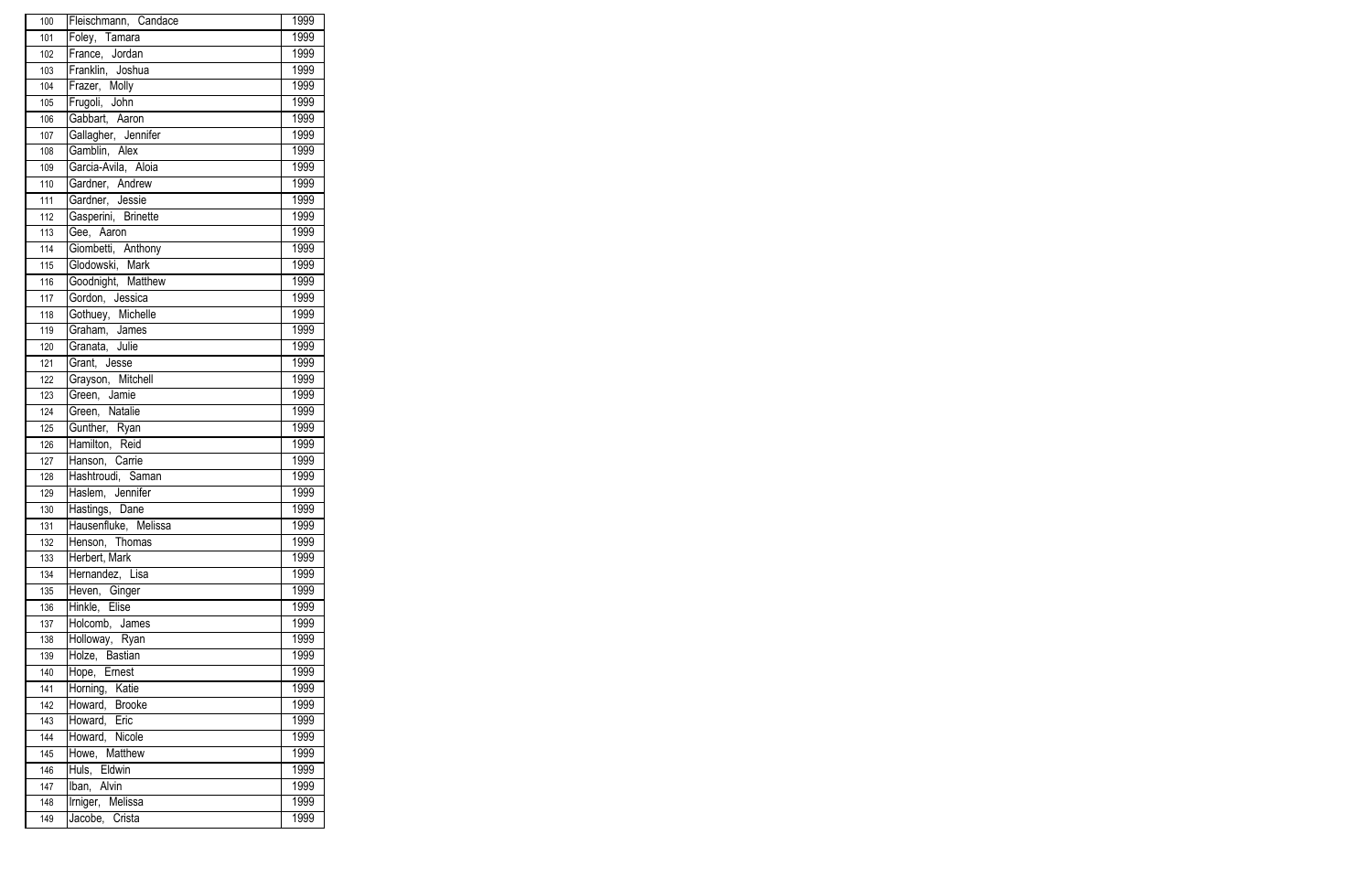| | | |
|---|---|---|
| 100 | Fleischmann, Candace | 1999 |
| 101 | Foley, Tamara | 1999 |
| 102 | France, Jordan | 1999 |
| 103 | Franklin, Joshua | 1999 |
| 104 | Frazer, Molly | 1999 |
| 105 | Frugoli, John | 1999 |
| 106 | Gabbart, Aaron | 1999 |
| 107 | Gallagher, Jennifer | 1999 |
| 108 | Gamblin, Alex | 1999 |
| 109 | Garcia-Avila, Aloia | 1999 |
| 110 | Gardner, Andrew | 1999 |
| 111 | Gardner, Jessie | 1999 |
| 112 | Gasperini, Brinette | 1999 |
| 113 | Gee, Aaron | 1999 |
| 114 | Giombetti, Anthony | 1999 |
| 115 | Glodowski, Mark | 1999 |
| 116 | Goodnight, Matthew | 1999 |
| 117 | Gordon, Jessica | 1999 |
| 118 | Gothuey, Michelle | 1999 |
| 119 | Graham, James | 1999 |
| 120 | Granata, Julie | 1999 |
| 121 | Grant, Jesse | 1999 |
| 122 | Grayson, Mitchell | 1999 |
| 123 | Green, Jamie | 1999 |
| 124 | Green, Natalie | 1999 |
| 125 | Gunther, Ryan | 1999 |
| 126 | Hamilton, Reid | 1999 |
| 127 | Hanson, Carrie | 1999 |
| 128 | Hashtroudi, Saman | 1999 |
| 129 | Haslem, Jennifer | 1999 |
| 130 | Hastings, Dane | 1999 |
| 131 | Hausenfluke, Melissa | 1999 |
| 132 | Henson, Thomas | 1999 |
| 133 | Herbert, Mark | 1999 |
| 134 | Hernandez, Lisa | 1999 |
| 135 | Heven, Ginger | 1999 |
| 136 | Hinkle, Elise | 1999 |
| 137 | Holcomb, James | 1999 |
| 138 | Holloway, Ryan | 1999 |
| 139 | Holze, Bastian | 1999 |
| 140 | Hope, Ernest | 1999 |
| 141 | Horning, Katie | 1999 |
| 142 | Howard, Brooke | 1999 |
| 143 | Howard, Eric | 1999 |
| 144 | Howard, Nicole | 1999 |
| 145 | Howe, Matthew | 1999 |
| 146 | Huls, Eldwin | 1999 |
| 147 | Iban, Alvin | 1999 |
| 148 | Irniger, Melissa | 1999 |
| 149 | Jacobe, Crista | 1999 |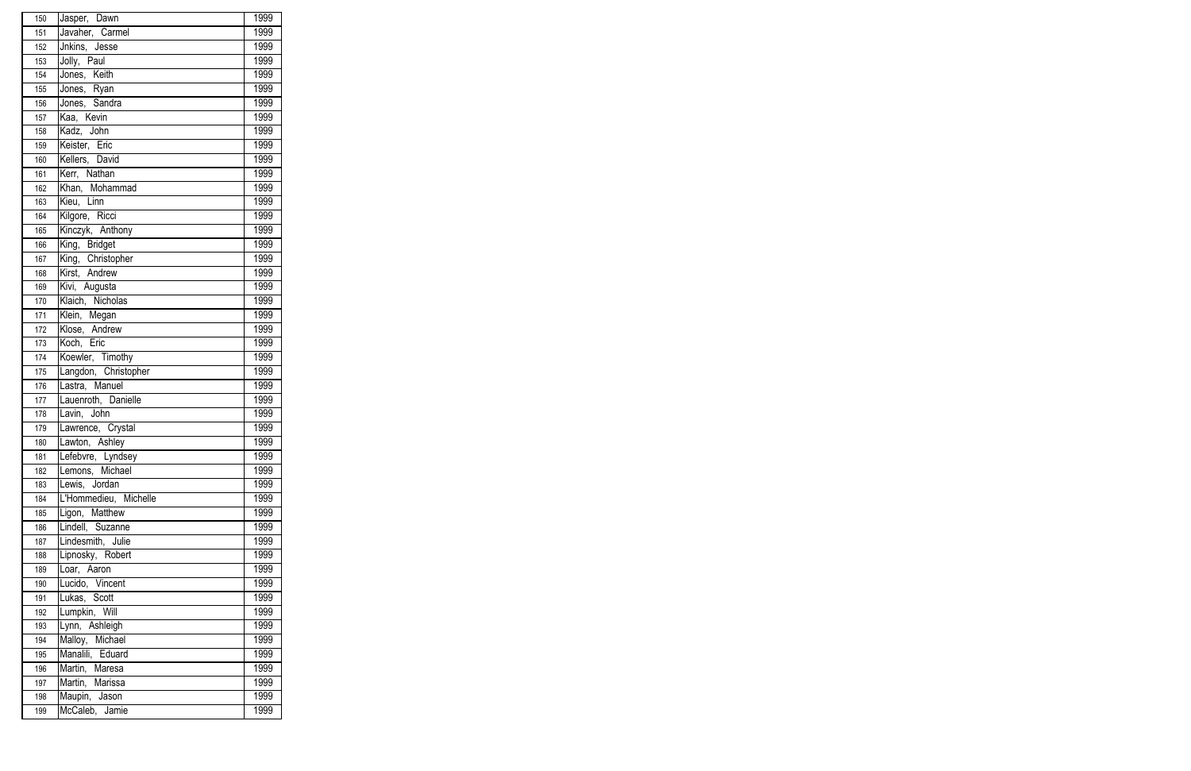| | | |
|---|---|---|
| 150 | Jasper, Dawn | 1999 |
| 151 | Javaher, Carmel | 1999 |
| 152 | Jnkins, Jesse | 1999 |
| 153 | Jolly, Paul | 1999 |
| 154 | Jones, Keith | 1999 |
| 155 | Jones, Ryan | 1999 |
| 156 | Jones, Sandra | 1999 |
| 157 | Kaa, Kevin | 1999 |
| 158 | Kadz, John | 1999 |
| 159 | Keister, Eric | 1999 |
| 160 | Kellers, David | 1999 |
| 161 | Kerr, Nathan | 1999 |
| 162 | Khan, Mohammad | 1999 |
| 163 | Kieu, Linn | 1999 |
| 164 | Kilgore, Ricci | 1999 |
| 165 | Kinczyk, Anthony | 1999 |
| 166 | King, Bridget | 1999 |
| 167 | King, Christopher | 1999 |
| 168 | Kirst, Andrew | 1999 |
| 169 | Kivi, Augusta | 1999 |
| 170 | Klaich, Nicholas | 1999 |
| 171 | Klein, Megan | 1999 |
| 172 | Klose, Andrew | 1999 |
| 173 | Koch, Eric | 1999 |
| 174 | Koewler, Timothy | 1999 |
| 175 | Langdon, Christopher | 1999 |
| 176 | Lastra, Manuel | 1999 |
| 177 | Lauenroth, Danielle | 1999 |
| 178 | Lavin, John | 1999 |
| 179 | Lawrence, Crystal | 1999 |
| 180 | Lawton, Ashley | 1999 |
| 181 | Lefebvre, Lyndsey | 1999 |
| 182 | Lemons, Michael | 1999 |
| 183 | Lewis, Jordan | 1999 |
| 184 | L'Hommedieu, Michelle | 1999 |
| 185 | Ligon, Matthew | 1999 |
| 186 | Lindell, Suzanne | 1999 |
| 187 | Lindesmith, Julie | 1999 |
| 188 | Lipnosky, Robert | 1999 |
| 189 | Loar, Aaron | 1999 |
| 190 | Lucido, Vincent | 1999 |
| 191 | Lukas, Scott | 1999 |
| 192 | Lumpkin, Will | 1999 |
| 193 | Lynn, Ashleigh | 1999 |
| 194 | Malloy, Michael | 1999 |
| 195 | Manalili, Eduard | 1999 |
| 196 | Martin, Maresa | 1999 |
| 197 | Martin, Marissa | 1999 |
| 198 | Maupin, Jason | 1999 |
| 199 | McCaleb, Jamie | 1999 |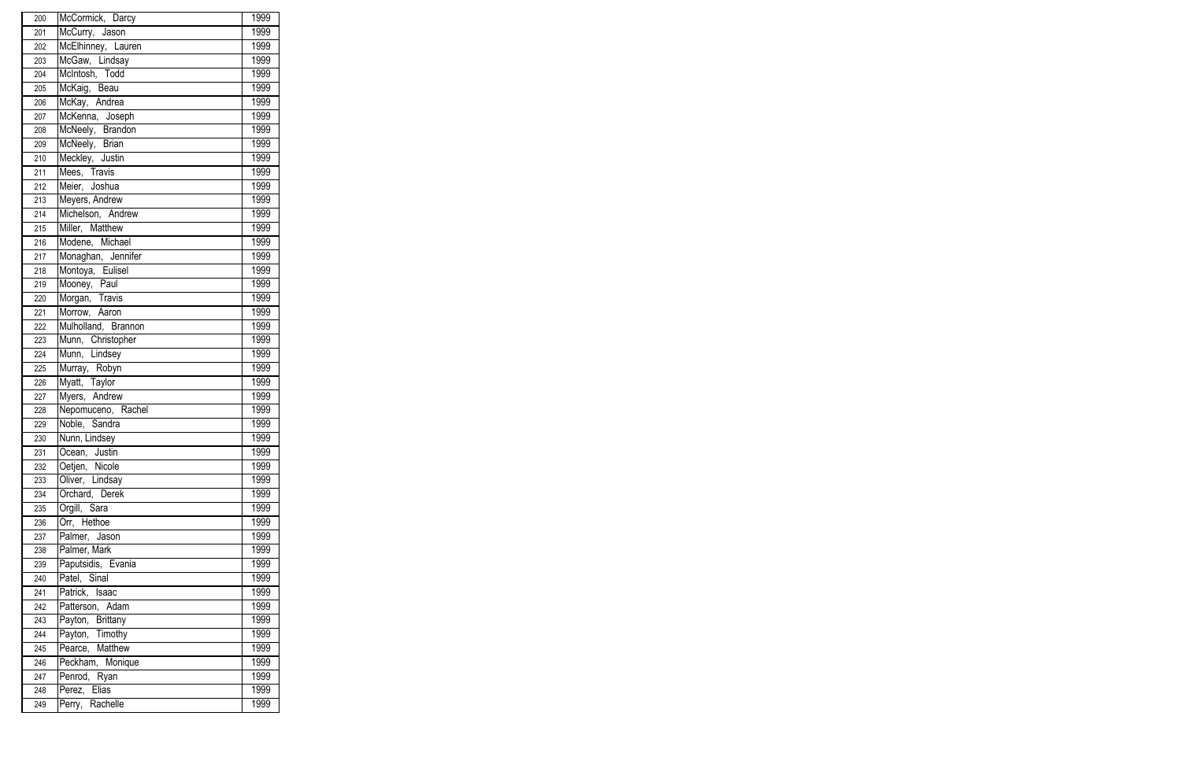| 200 | McCormick, Darcy | 1999 |
|---|---|---|
| 201 | McCurry, Jason | 1999 |
| 202 | McElhinney, Lauren | 1999 |
| 203 | McGaw, Lindsay | 1999 |
| 204 | McIntosh, Todd | 1999 |
| 205 | McKaig, Beau | 1999 |
| 206 | McKay, Andrea | 1999 |
| 207 | McKenna, Joseph | 1999 |
| 208 | McNeely, Brandon | 1999 |
| 209 | McNeely, Brian | 1999 |
| 210 | Meckley, Justin | 1999 |
| 211 | Mees, Travis | 1999 |
| 212 | Meier, Joshua | 1999 |
| 213 | Meyers, Andrew | 1999 |
| 214 | Michelson, Andrew | 1999 |
| 215 | Miller, Matthew | 1999 |
| 216 | Modene, Michael | 1999 |
| 217 | Monaghan, Jennifer | 1999 |
| 218 | Montoya, Eulisel | 1999 |
| 219 | Mooney, Paul | 1999 |
| 220 | Morgan, Travis | 1999 |
| 221 | Morrow, Aaron | 1999 |
| 222 | Mulholland, Brannon | 1999 |
| 223 | Munn, Christopher | 1999 |
| 224 | Munn, Lindsey | 1999 |
| 225 | Murray, Robyn | 1999 |
| 226 | Myatt, Taylor | 1999 |
| 227 | Myers, Andrew | 1999 |
| 228 | Nepomuceno, Rachel | 1999 |
| 229 | Noble, Sandra | 1999 |
| 230 | Nunn, Lindsey | 1999 |
| 231 | Ocean, Justin | 1999 |
| 232 | Oetjen, Nicole | 1999 |
| 233 | Oliver, Lindsay | 1999 |
| 234 | Orchard, Derek | 1999 |
| 235 | Orgill, Sara | 1999 |
| 236 | Orr, Hethoe | 1999 |
| 237 | Palmer, Jason | 1999 |
| 238 | Palmer, Mark | 1999 |
| 239 | Paputsidis, Evania | 1999 |
| 240 | Patel, Sinal | 1999 |
| 241 | Patrick, Isaac | 1999 |
| 242 | Patterson, Adam | 1999 |
| 243 | Payton, Brittany | 1999 |
| 244 | Payton, Timothy | 1999 |
| 245 | Pearce, Matthew | 1999 |
| 246 | Peckham, Monique | 1999 |
| 247 | Penrod, Ryan | 1999 |
| 248 | Perez, Elias | 1999 |
| 249 | Perry, Rachelle | 1999 |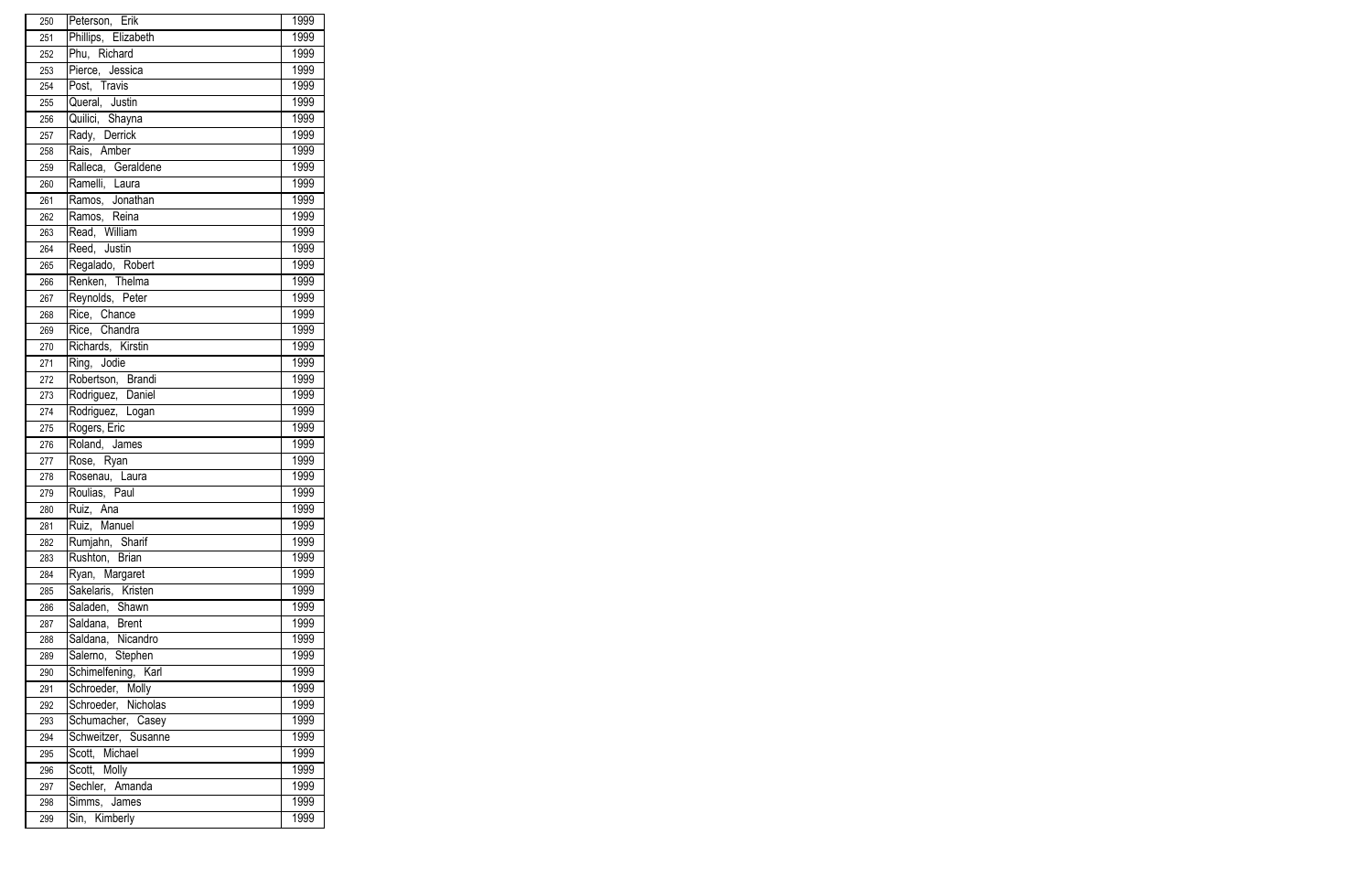| | | |
|---|---|---|
| 250 | Peterson, Erik | 1999 |
| 251 | Phillips, Elizabeth | 1999 |
| 252 | Phu, Richard | 1999 |
| 253 | Pierce, Jessica | 1999 |
| 254 | Post, Travis | 1999 |
| 255 | Queral, Justin | 1999 |
| 256 | Quilici, Shayna | 1999 |
| 257 | Rady, Derrick | 1999 |
| 258 | Rais, Amber | 1999 |
| 259 | Ralleca, Geraldene | 1999 |
| 260 | Ramelli, Laura | 1999 |
| 261 | Ramos, Jonathan | 1999 |
| 262 | Ramos, Reina | 1999 |
| 263 | Read, William | 1999 |
| 264 | Reed, Justin | 1999 |
| 265 | Regalado, Robert | 1999 |
| 266 | Renken, Thelma | 1999 |
| 267 | Reynolds, Peter | 1999 |
| 268 | Rice, Chance | 1999 |
| 269 | Rice, Chandra | 1999 |
| 270 | Richards, Kirstin | 1999 |
| 271 | Ring, Jodie | 1999 |
| 272 | Robertson, Brandi | 1999 |
| 273 | Rodriguez, Daniel | 1999 |
| 274 | Rodriguez, Logan | 1999 |
| 275 | Rogers, Eric | 1999 |
| 276 | Roland, James | 1999 |
| 277 | Rose, Ryan | 1999 |
| 278 | Rosenau, Laura | 1999 |
| 279 | Roulias, Paul | 1999 |
| 280 | Ruiz, Ana | 1999 |
| 281 | Ruiz, Manuel | 1999 |
| 282 | Rumjahn, Sharif | 1999 |
| 283 | Rushton, Brian | 1999 |
| 284 | Ryan, Margaret | 1999 |
| 285 | Sakelaris, Kristen | 1999 |
| 286 | Saladen, Shawn | 1999 |
| 287 | Saldana, Brent | 1999 |
| 288 | Saldana, Nicandro | 1999 |
| 289 | Salerno, Stephen | 1999 |
| 290 | Schimelfening, Karl | 1999 |
| 291 | Schroeder, Molly | 1999 |
| 292 | Schroeder, Nicholas | 1999 |
| 293 | Schumacher, Casey | 1999 |
| 294 | Schweitzer, Susanne | 1999 |
| 295 | Scott, Michael | 1999 |
| 296 | Scott, Molly | 1999 |
| 297 | Sechler, Amanda | 1999 |
| 298 | Simms, James | 1999 |
| 299 | Sin, Kimberly | 1999 |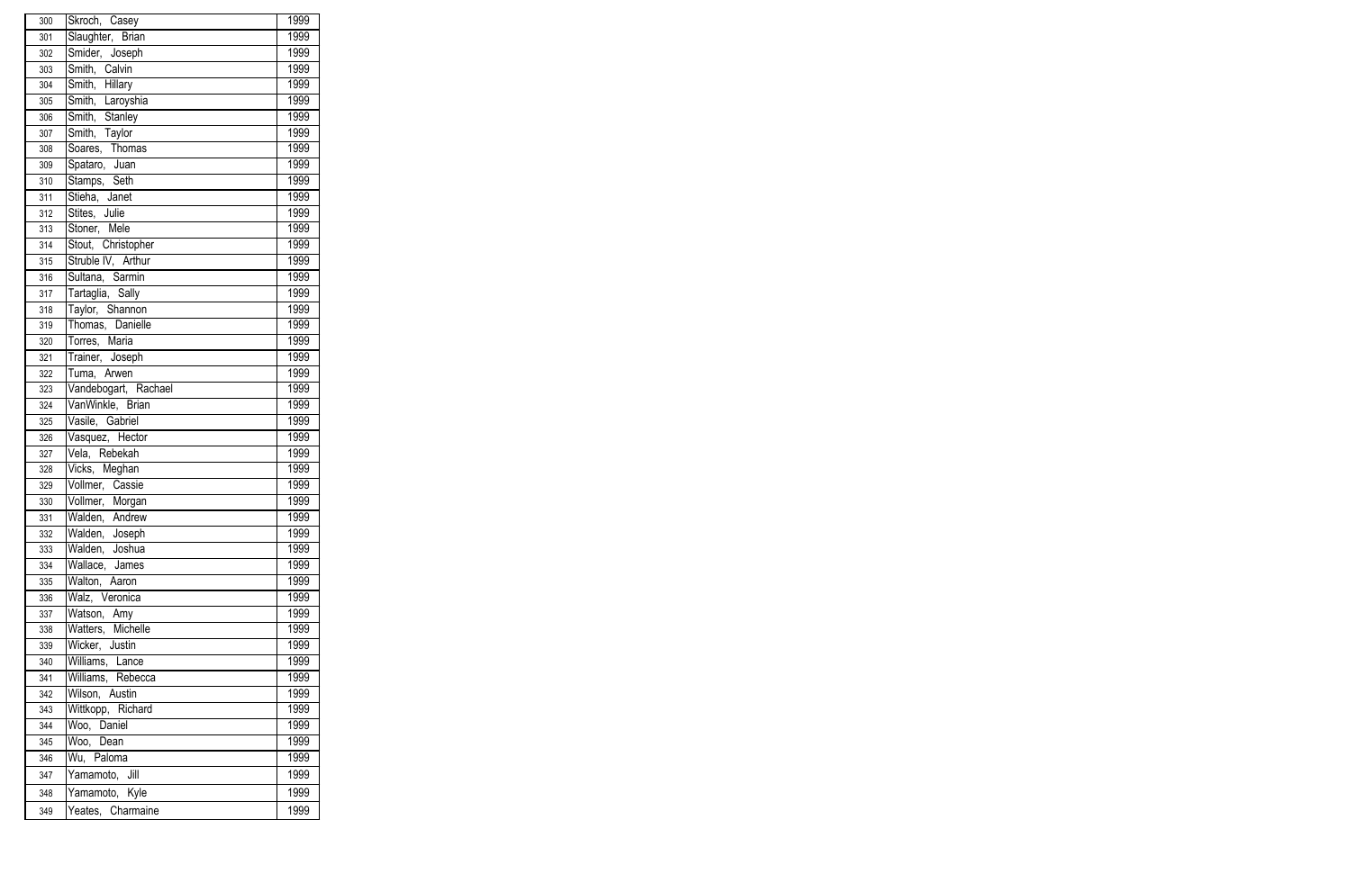| | | |
|---|---|---|
| 300 | Skroch, Casey | 1999 |
| 301 | Slaughter, Brian | 1999 |
| 302 | Smider, Joseph | 1999 |
| 303 | Smith, Calvin | 1999 |
| 304 | Smith, Hillary | 1999 |
| 305 | Smith, Laroyshia | 1999 |
| 306 | Smith, Stanley | 1999 |
| 307 | Smith, Taylor | 1999 |
| 308 | Soares, Thomas | 1999 |
| 309 | Spataro, Juan | 1999 |
| 310 | Stamps, Seth | 1999 |
| 311 | Stieha, Janet | 1999 |
| 312 | Stites, Julie | 1999 |
| 313 | Stoner, Mele | 1999 |
| 314 | Stout, Christopher | 1999 |
| 315 | Struble IV, Arthur | 1999 |
| 316 | Sultana, Sarmin | 1999 |
| 317 | Tartaglia, Sally | 1999 |
| 318 | Taylor, Shannon | 1999 |
| 319 | Thomas, Danielle | 1999 |
| 320 | Torres, Maria | 1999 |
| 321 | Trainer, Joseph | 1999 |
| 322 | Tuma, Arwen | 1999 |
| 323 | Vandebogart, Rachael | 1999 |
| 324 | VanWinkle, Brian | 1999 |
| 325 | Vasile, Gabriel | 1999 |
| 326 | Vasquez, Hector | 1999 |
| 327 | Vela, Rebekah | 1999 |
| 328 | Vicks, Meghan | 1999 |
| 329 | Vollmer, Cassie | 1999 |
| 330 | Vollmer, Morgan | 1999 |
| 331 | Walden, Andrew | 1999 |
| 332 | Walden, Joseph | 1999 |
| 333 | Walden, Joshua | 1999 |
| 334 | Wallace, James | 1999 |
| 335 | Walton, Aaron | 1999 |
| 336 | Walz, Veronica | 1999 |
| 337 | Watson, Amy | 1999 |
| 338 | Watters, Michelle | 1999 |
| 339 | Wicker, Justin | 1999 |
| 340 | Williams, Lance | 1999 |
| 341 | Williams, Rebecca | 1999 |
| 342 | Wilson, Austin | 1999 |
| 343 | Wittkopp, Richard | 1999 |
| 344 | Woo, Daniel | 1999 |
| 345 | Woo, Dean | 1999 |
| 346 | Wu, Paloma | 1999 |
| 347 | Yamamoto, Jill | 1999 |
| 348 | Yamamoto, Kyle | 1999 |
| 349 | Yeates, Charmaine | 1999 |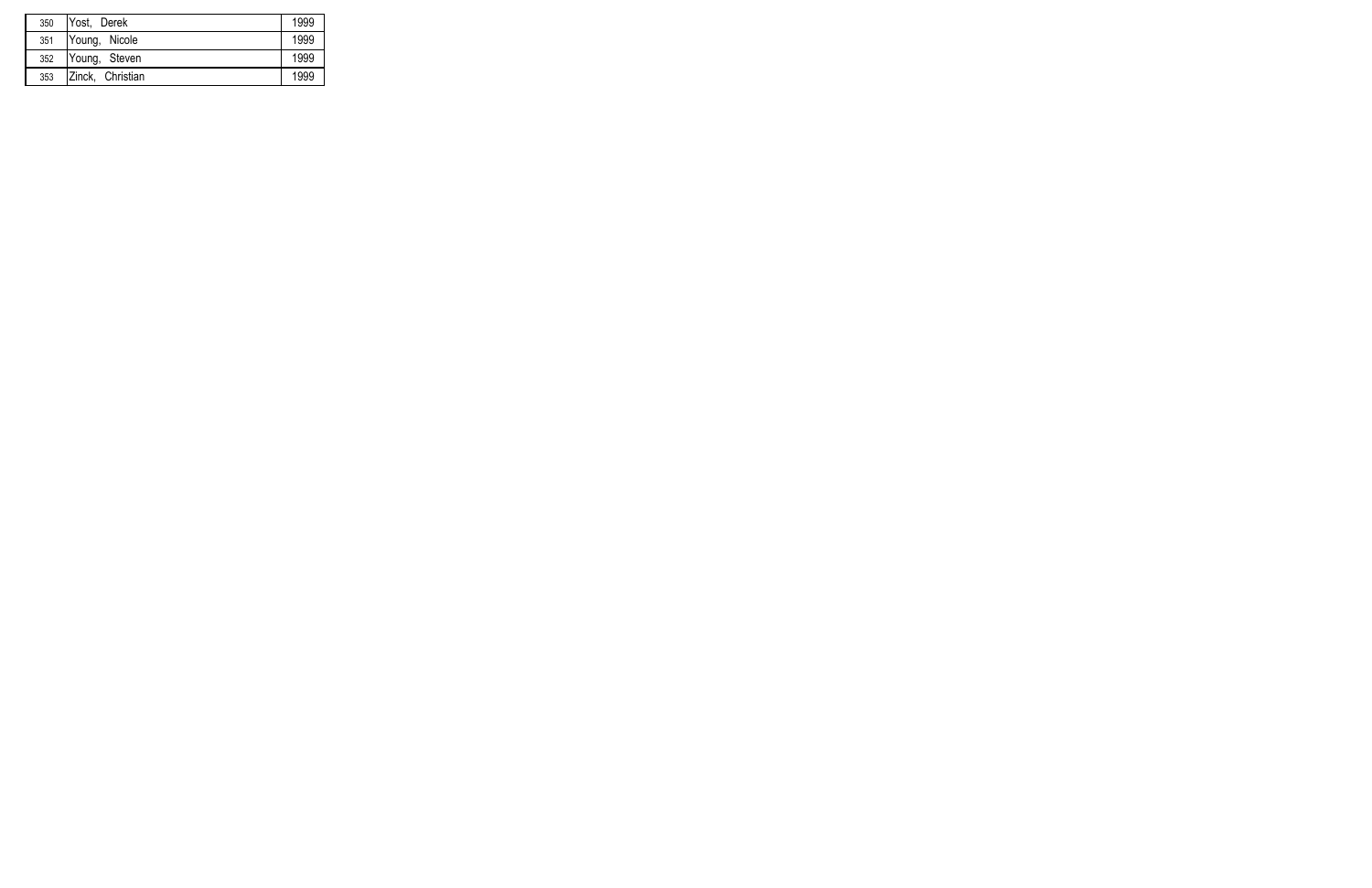| | | |
|---|---|---|
| 350 | Yost, Derek | 1999 |
| 351 | Young, Nicole | 1999 |
| 352 | Young, Steven | 1999 |
| 353 | Zinck, Christian | 1999 |